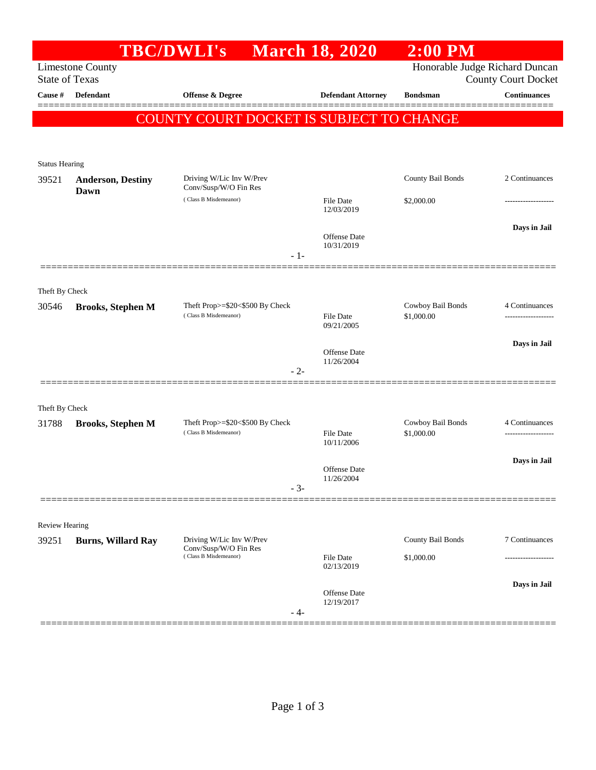# TBC/DWLI's March 18, 2020 2:00 PM

Limestone County
State of Texas

Honorable Judge Richard Duncan
County Court Docket

**COUNTY COURT DOCKET IS SUBJECT TO CHANGE**

| Cause # | Defendant | Offense & Degree | Defendant Attorney | Bondsman | Continuances |
|---|---|---|---|---|---|
| **Status Hearing** | | | | | |
| 39521 | **Anderson, Destiny Dawn** | Driving W/Lic Inv W/Prev Conv/Susp/W/O Fin Res (Class B Misdemeanor) | File Date 12/03/2019<br>Offense Date 10/31/2019 | County Bail Bonds<br>$2,000.00 | 2 Continuances<br>-------------------<br>**Days in Jail** |
| | | | - 1- | | |
| **Theft By Check** | | | | | |
| 30546 | **Brooks, Stephen M** | Theft Prop>=$20<$500 By Check (Class B Misdemeanor) | File Date 09/21/2005<br>Offense Date 11/26/2004 | Cowboy Bail Bonds<br>$1,000.00 | 4 Continuances<br>-------------------<br>**Days in Jail** |
| | | | - 2- | | |
| **Theft By Check** | | | | | |
| 31788 | **Brooks, Stephen M** | Theft Prop>=$20<$500 By Check (Class B Misdemeanor) | File Date 10/11/2006<br>Offense Date 11/26/2004 | Cowboy Bail Bonds<br>$1,000.00 | 4 Continuances<br>-------------------<br>**Days in Jail** |
| | | | - 3- | | |
| **Review Hearing** | | | | | |
| 39251 | **Burns, Willard Ray** | Driving W/Lic Inv W/Prev Conv/Susp/W/O Fin Res (Class B Misdemeanor) | File Date 02/13/2019<br>Offense Date 12/19/2017 | County Bail Bonds<br>$1,000.00 | 7 Continuances<br>-------------------<br>**Days in Jail** |
| | | | - 4- | | |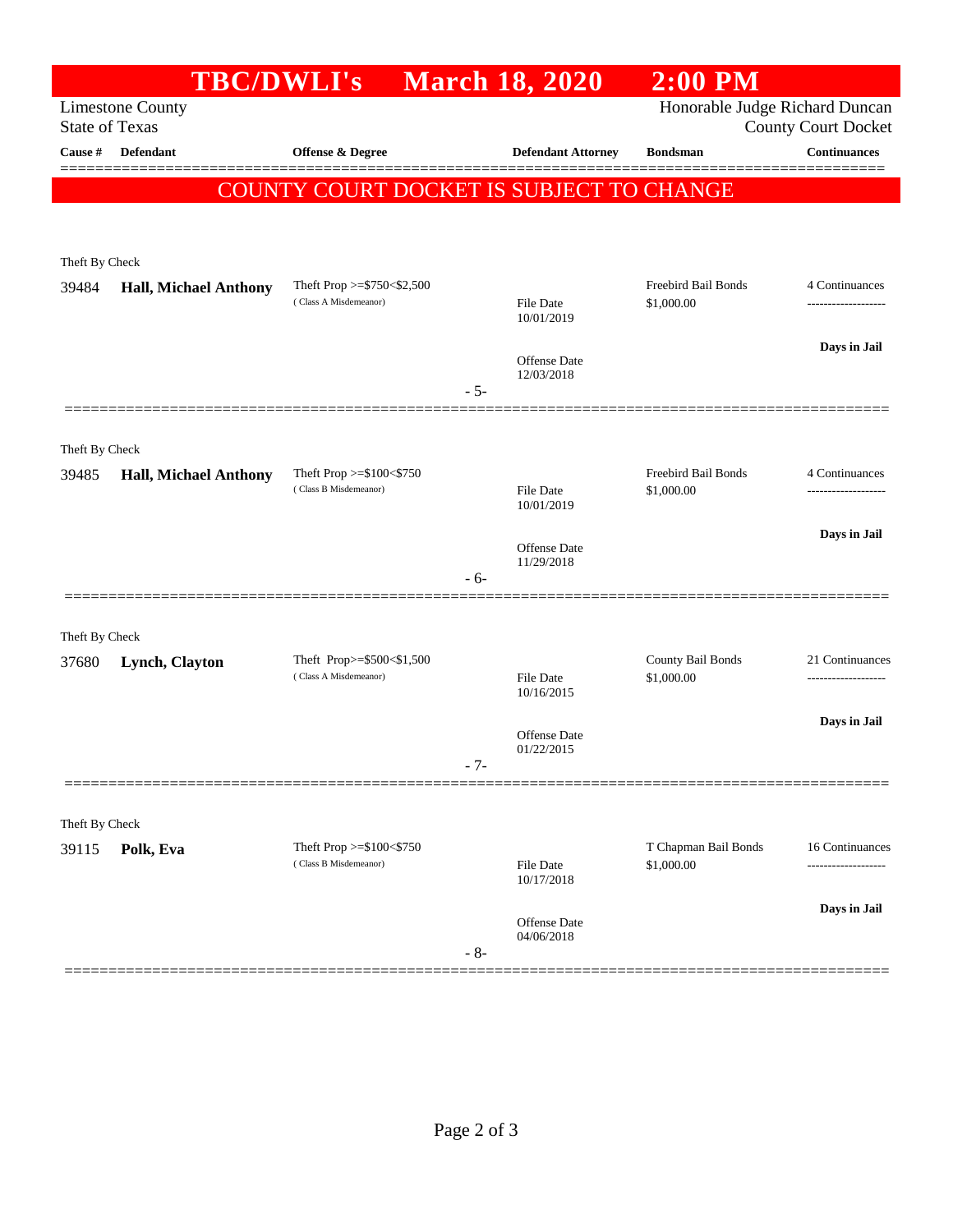# TBC/DWLI's March 18, 2020 2:00 PM

Limestone County
State of Texas

Honorable Judge Richard Duncan
County Court Docket

| Cause # | Defendant | Offense & Degree | Defendant Attorney | Bondsman | Continuances |
|---|---|---|---|---|---|

**COUNTY COURT DOCKET IS SUBJECT TO CHANGE**

---

Theft By Check

| Cause # | Defendant | Offense & Degree | Defendant Attorney | Bondsman | Continuances |
|---|---|---|---|---|---|
| 39484 | **Hall, Michael Anthony** | Theft Prop >=$750<$2,500 (Class A Misdemeanor) | File Date 10/01/2019<br>Offense Date 12/03/2018 | Freebird Bail Bonds $1,000.00 | 4 Continuances<br>Days in Jail |

- 5-

---

Theft By Check

| Cause # | Defendant | Offense & Degree | Defendant Attorney | Bondsman | Continuances |
|---|---|---|---|---|---|
| 39485 | **Hall, Michael Anthony** | Theft Prop >=$100<$750 (Class B Misdemeanor) | File Date 10/01/2019<br>Offense Date 11/29/2018 | Freebird Bail Bonds $1,000.00 | 4 Continuances<br>Days in Jail |

- 6-

---

Theft By Check

| Cause # | Defendant | Offense & Degree | Defendant Attorney | Bondsman | Continuances |
|---|---|---|---|---|---|
| 37680 | **Lynch, Clayton** | Theft Prop>=$500<$1,500 (Class A Misdemeanor) | File Date 10/16/2015<br>Offense Date 01/22/2015 | County Bail Bonds $1,000.00 | 21 Continuances<br>Days in Jail |

- 7-

---

Theft By Check

| Cause # | Defendant | Offense & Degree | Defendant Attorney | Bondsman | Continuances |
|---|---|---|---|---|---|
| 39115 | **Polk, Eva** | Theft Prop >=$100<$750 (Class B Misdemeanor) | File Date 10/17/2018<br>Offense Date 04/06/2018 | T Chapman Bail Bonds $1,000.00 | 16 Continuances<br>Days in Jail |

- 8-

---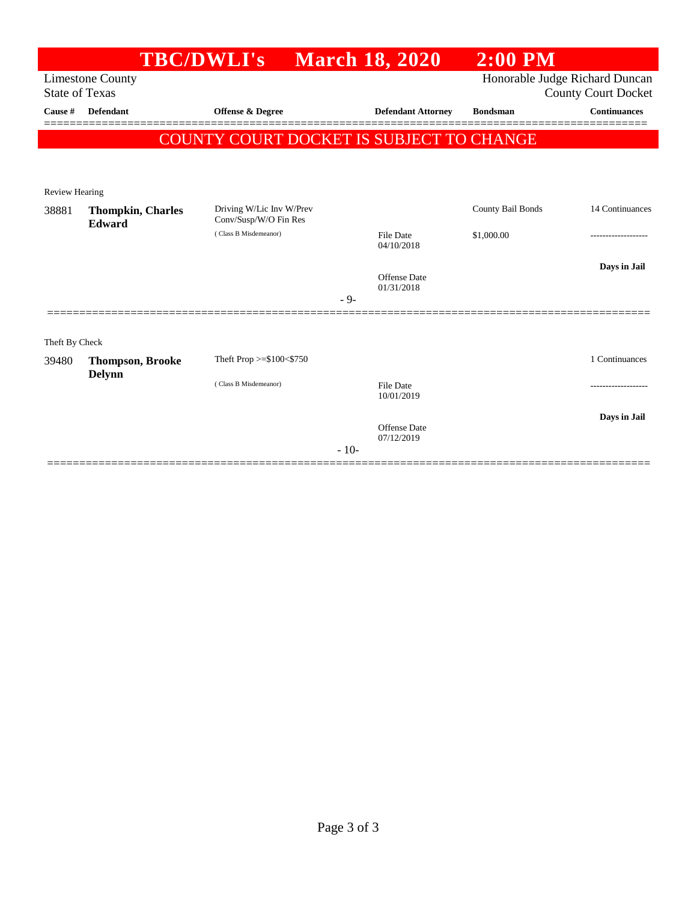# TBC/DWLI's March 18, 2020 2:00 PM

Limestone County
State of Texas

Honorable Judge Richard Duncan
County Court Docket

| Cause # | Defendant | Offense & Degree | Defendant Attorney | Bondsman | Continuances |
|---|---|---|---|---|---|

## COUNTY COURT DOCKET IS SUBJECT TO CHANGE

Review Hearing

| Cause # | Defendant | Offense & Degree | Defendant Attorney | Bondsman | Continuances |
|---|---|---|---|---|---|
| 38881 | **Thompkin, Charles Edward** | Driving W/Lic Inv W/Prev Conv/Susp/W/O Fin Res | | County Bail Bonds | 14 Continuances |
| | | ( Class B Misdemeanor) | File Date 04/10/2018 | $1,000.00 | ------------------- |
| | | | Offense Date 01/31/2018 | | **Days in Jail** |

- 9-

Theft By Check

| Cause # | Defendant | Offense & Degree | Defendant Attorney | Bondsman | Continuances |
|---|---|---|---|---|---|
| 39480 | **Thompson, Brooke Delynn** | Theft Prop >=$100<$750 | | | 1 Continuances |
| | | ( Class B Misdemeanor) | File Date 10/01/2019 | | ------------------- |
| | | | Offense Date 07/12/2019 | | **Days in Jail** |

- 10-